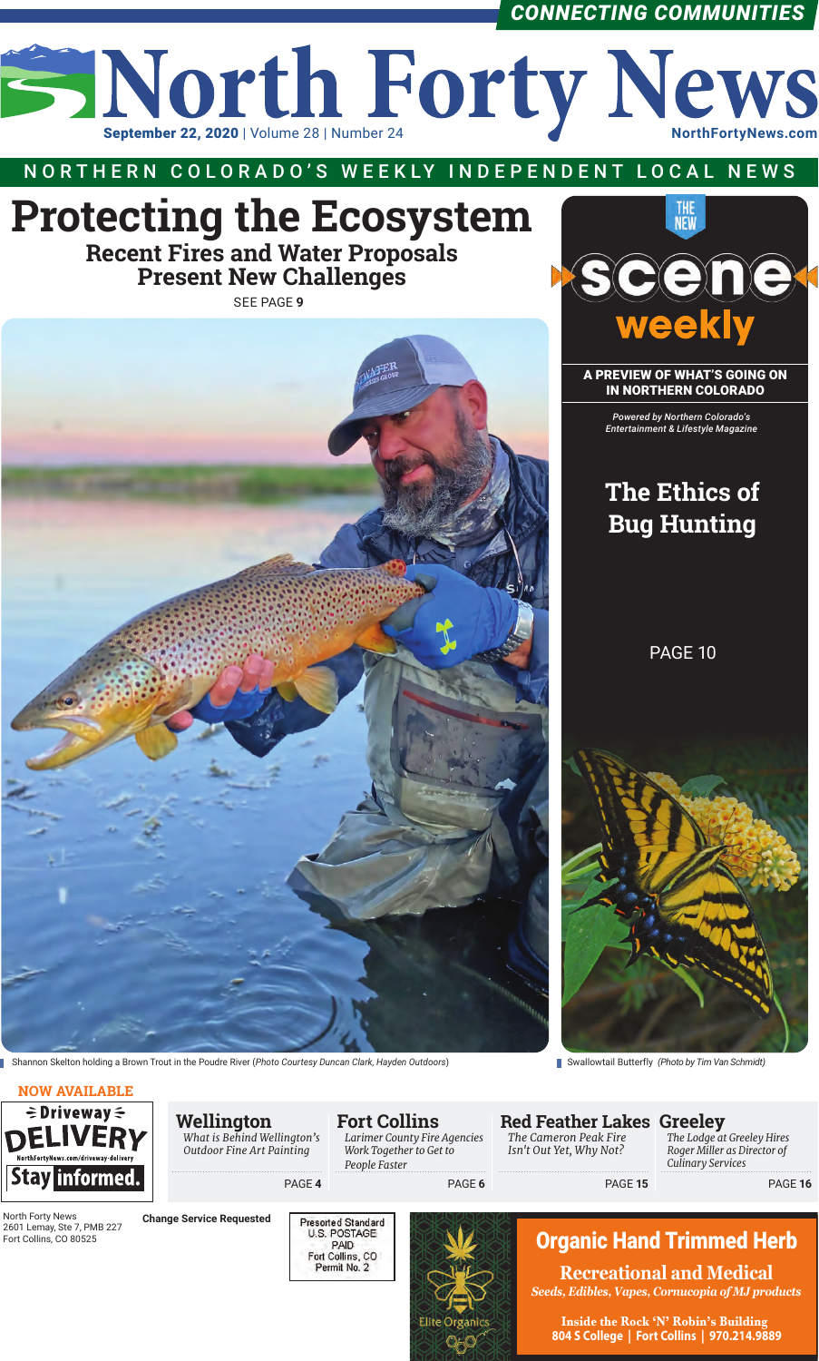CONNECTING COMMUNITIES

# North Forty News

**September 22, 2020** | Volume 28 | Number 24

NorthFortyNews.com

NORTHERN COLORADO'S WEEKLY INDEPENDENT LOCAL NEWS

# Protecting the Ecosystem

## Recent Fires and Water Proposals Present New Challenges

SEE PAGE **9**

Shannon Skelton holding a Brown Trout in the Poudre River (*Photo Courtesy Duncan Clark, Hayden Outdoors*)

THE NEW **scene weekly**

**A PREVIEW OF WHAT'S GOING ON IN NORTHERN COLORADO**

*Powered by Northern Colorado's Entertainment & Lifestyle Magazine*

## The Ethics of Bug Hunting

PAGE 10

Swallowtail Butterfly *(Photo by Tim Van Schmidt)*

**NOW AVAILABLE**

Driveway DELIVERY

NorthFortyNews.com/driveway-delivery

Stay informed.

### Wellington

*What is Behind Wellington's Outdoor Fine Art Painting*

PAGE **4**

### Fort Collins

*Larimer County Fire Agencies Work Together to Get to People Faster*

PAGE **6**

### Red Feather Lakes

*The Cameron Peak Fire Isn't Out Yet, Why Not?*

PAGE **15**

### Greeley

*The Lodge at Greeley Hires Roger Miller as Director of Culinary Services*

PAGE **16**

North Forty News
2601 Lemay, Ste 7, PMB 227
Fort Collins, CO 80525

**Change Service Requested**

Presorted Standard
U.S. POSTAGE
PAID
Fort Collins, CO
Permit No. 2

Elite Organics

**Organic Hand Trimmed Herb**

**Recreational and Medical**

*Seeds, Edibles, Vapes, Cornucopia of MJ products*

**Inside the Rock 'N' Robin's Building**
**804 S College | Fort Collins | 970.214.9889**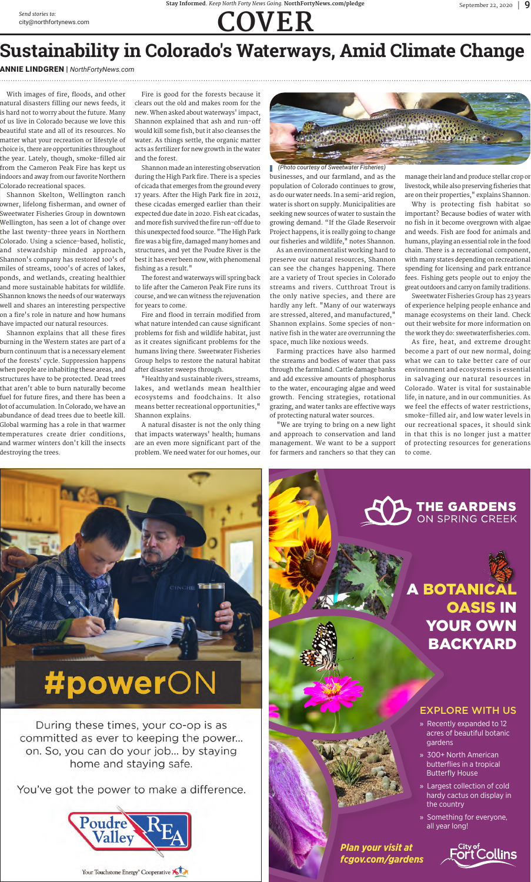# Sustainability in Colorado's Waterways, Amid Climate Change

**ANNIE LINDGREN** | *NorthFortyNews.com*

With images of fire, floods, and other natural disasters filling our news feeds, it is hard not to worry about the future. Many of us live in Colorado because we love this beautiful state and all of its resources. No matter what your recreation or lifestyle of choice is, there are opportunities throughout the year. Lately, though, smoke-filled air from the Cameron Peak Fire has kept us indoors and away from our favorite Northern Colorado recreational spaces.

Shannon Skelton, Wellington ranch owner, lifelong fisherman, and owner of Sweetwater Fisheries Group in downtown Wellington, has seen a lot of change over the last twenty-three years in Northern Colorado. Using a science-based, holistic, and stewardship minded approach, Shannon's company has restored 100's of miles of streams, 1000's of acres of lakes, ponds, and wetlands, creating healthier and more sustainable habitats for wildlife. Shannon knows the needs of our waterways well and shares an interesting perspective on a fire's role in nature and how humans have impacted our natural resources.

Shannon explains that all these fires burning in the Western states are part of a burn continuum that is a necessary element of the forests' cycle. Suppression happens when people are inhabiting these areas, and structures have to be protected. Dead trees that aren't able to burn naturally become fuel for future fires, and there has been a lot of accumulation. In Colorado, we have an abundance of dead trees due to beetle kill. Global warming has a role in that warmer temperatures create drier conditions, and warmer winters don't kill the insects destroying the trees.

Fire is good for the forests because it clears out the old and makes room for the new. When asked about waterways' impact, Shannon explained that ash and run-off would kill some fish, but it also cleanses the water. As things settle, the organic matter acts as fertilizer for new growth in the water and the forest.

Shannon made an interesting observation during the High Park fire. There is a species of cicada that emerges from the ground every 17 years. After the High Park fire in 2012, these cicadas emerged earlier than their expected due date in 2020. Fish eat cicadas, and more fish survived the fire run-off due to this unexpected food source. "The High Park fire was a big fire, damaged many homes and structures, and yet the Poudre River is the best it has ever been now, with phenomenal fishing as a result."

The forest and waterways will spring back to life after the Cameron Peak Fire runs its course, and we can witness the rejuvenation for years to come.

Fire and flood in terrain modified from what nature intended can cause significant problems for fish and wildlife habitat, just as it creates significant problems for the humans living there. Sweetwater Fisheries Group helps to restore the natural habitat after disaster sweeps through.

"Healthy and sustainable rivers, streams, lakes, and wetlands mean healthier ecosystems and foodchains. It also means better recreational opportunities," Shannon explains.

A natural disaster is not the only thing that impacts waterways' health; humans are an even more significant part of the problem. We need water for our homes, our businesses, and our farmland, and as the population of Colorado continues to grow, as do our water needs. In a semi-arid region, water is short on supply. Municipalities are seeking new sources of water to sustain the growing demand. "If the Glade Reservoir Project happens, it is really going to change our fisheries and wildlife," notes Shannon.

(Photo courtesy of Sweetwater Fisheries)

As an environmentalist working hard to preserve our natural resources, Shannon can see the changes happening. There are a variety of Trout species in Colorado streams and rivers. Cutthroat Trout is the only native species, and there are hardly any left. "Many of our waterways are stressed, altered, and manufactured," Shannon explains. Some species of non-native fish in the water are overrunning the space, much like noxious weeds.

Farming practices have also harmed the streams and bodies of water that pass through the farmland. Cattle damage banks and add excessive amounts of phosphorus to the water, encouraging algae and weed growth. Fencing strategies, rotational grazing, and water tanks are effective ways of protecting natural water sources.

"We are trying to bring on a new light and approach to conservation and land management. We want to be a support for farmers and ranchers so that they can manage their land and produce stellar crop or livestock, while also preserving fisheries that are on their properties," explains Shannon.

Why is protecting fish habitat so important? Because bodies of water with no fish in it become overgrown with algae and weeds. Fish are food for animals and humans, playing an essential role in the food chain. There is a recreational component, with many states depending on recreational spending for licensing and park entrance fees. Fishing gets people out to enjoy the great outdoors and carry on family traditions.

Sweetwater Fisheries Group has 23 years of experience helping people enhance and manage ecosystems on their land. Check out their website for more information on the work they do: sweetwaterfisheries.com.

As fire, heat, and extreme drought become a part of our new normal, doing what we can to take better care of our environment and ecosystems is essential in salvaging our natural resources in Colorado. Water is vital for sustainable life, in nature, and in our communities. As we feel the effects of water restrictions, smoke-filled air, and low water levels in our recreational spaces, it should sink in that this is no longer just a matter of protecting resources for generations to come.

---

#powerON

During these times, your co-op is as committed as ever to keeping the power... on. So, you can do your job... by staying home and staying safe.

You've got the power to make a difference.

Poudre Valley REA

Your Touchstone Energy® Cooperative

---

THE GARDENS ON SPRING CREEK

A BOTANICAL OASIS IN YOUR OWN BACKYARD

EXPLORE WITH US

- Recently expanded to 12 acres of beautiful botanic gardens
- 300+ North American butterflies in a tropical Butterfly House
- Largest collection of cold hardy cactus on display in the country
- Something for everyone, all year long!

*Plan your visit at fcgov.com/gardens*

City of Fort Collins